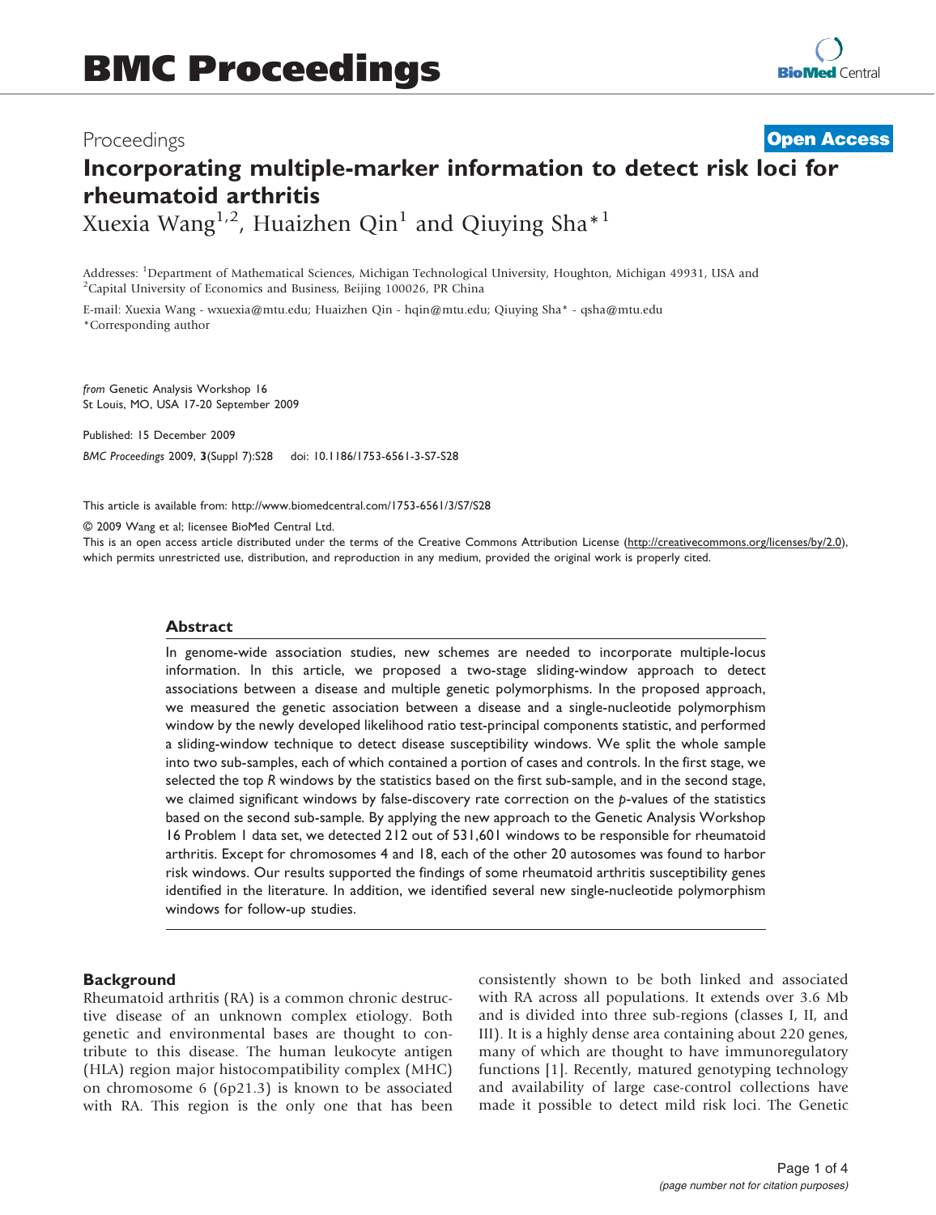# BMC Proceedings

Proceedings **Open Access**

# Incorporating multiple-marker information to detect risk loci for rheumatoid arthritis

Xuexia Wang[1,2], Huaizhen Qin[1] and Qiuying Sha*[1]

Addresses: [1]Department of Mathematical Sciences, Michigan Technological University, Houghton, Michigan 49931, USA and [2]Capital University of Economics and Business, Beijing 100026, PR China

E-mail: Xuexia Wang - wxuexia@mtu.edu; Huaizhen Qin - hqin@mtu.edu; Qiuying Sha* - qsha@mtu.edu
*Corresponding author

*from* Genetic Analysis Workshop 16
St Louis, MO, USA 17-20 September 2009

Published: 15 December 2009

*BMC Proceedings* 2009, **3**(Suppl 7):S28 doi: 10.1186/1753-6561-3-S7-S28

This article is available from: http://www.biomedcentral.com/1753-6561/3/S7/S28

© 2009 Wang et al; licensee BioMed Central Ltd.
This is an open access article distributed under the terms of the Creative Commons Attribution License (http://creativecommons.org/licenses/by/2.0), which permits unrestricted use, distribution, and reproduction in any medium, provided the original work is properly cited.

## Abstract

In genome-wide association studies, new schemes are needed to incorporate multiple-locus information. In this article, we proposed a two-stage sliding-window approach to detect associations between a disease and multiple genetic polymorphisms. In the proposed approach, we measured the genetic association between a disease and a single-nucleotide polymorphism window by the newly developed likelihood ratio test-principal components statistic, and performed a sliding-window technique to detect disease susceptibility windows. We split the whole sample into two sub-samples, each of which contained a portion of cases and controls. In the first stage, we selected the top *R* windows by the statistics based on the first sub-sample, and in the second stage, we claimed significant windows by false-discovery rate correction on the *p*-values of the statistics based on the second sub-sample. By applying the new approach to the Genetic Analysis Workshop 16 Problem 1 data set, we detected 212 out of 531,601 windows to be responsible for rheumatoid arthritis. Except for chromosomes 4 and 18, each of the other 20 autosomes was found to harbor risk windows. Our results supported the findings of some rheumatoid arthritis susceptibility genes identified in the literature. In addition, we identified several new single-nucleotide polymorphism windows for follow-up studies.

## Background

Rheumatoid arthritis (RA) is a common chronic destructive disease of an unknown complex etiology. Both genetic and environmental bases are thought to contribute to this disease. The human leukocyte antigen (HLA) region major histocompatibility complex (MHC) on chromosome 6 (6p21.3) is known to be associated with RA. This region is the only one that has been consistently shown to be both linked and associated with RA across all populations. It extends over 3.6 Mb and is divided into three sub-regions (classes I, II, and III). It is a highly dense area containing about 220 genes, many of which are thought to have immunoregulatory functions [1]. Recently, matured genotyping technology and availability of large case-control collections have made it possible to detect mild risk loci. The Genetic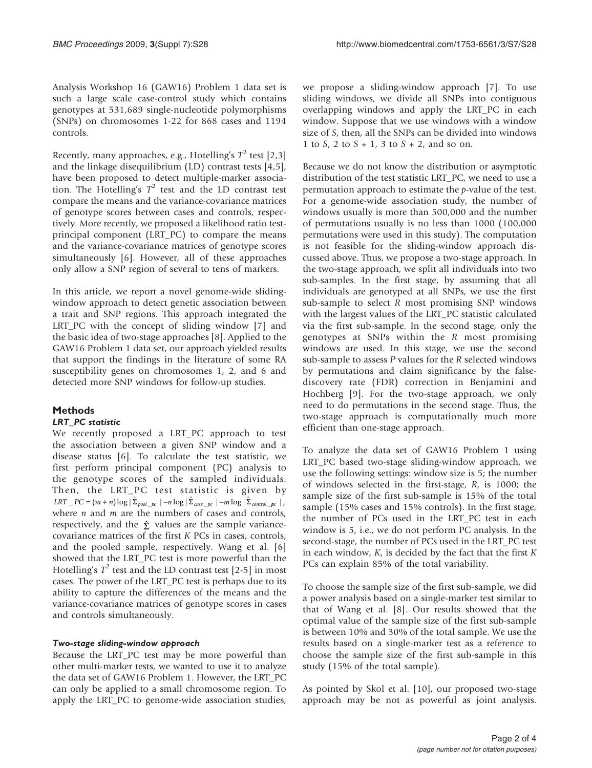Analysis Workshop 16 (GAW16) Problem 1 data set is such a large scale case-control study which contains genotypes at 531,689 single-nucleotide polymorphisms (SNPs) on chromosomes 1-22 for 868 cases and 1194 controls.

Recently, many approaches, e.g., Hotelling's $T^2$ test [2,3] and the linkage disequilibrium (LD) contrast tests [4,5], have been proposed to detect multiple-marker association. The Hotelling's $T^2$ test and the LD contrast test compare the means and the variance-covariance matrices of genotype scores between cases and controls, respectively. More recently, we proposed a likelihood ratio test-principal component (LRT_PC) to compare the means and the variance-covariance matrices of genotype scores simultaneously [6]. However, all of these approaches only allow a SNP region of several to tens of markers.

In this article, we report a novel genome-wide sliding-window approach to detect genetic association between a trait and SNP regions. This approach integrated the LRT_PC with the concept of sliding window [7] and the basic idea of two-stage approaches [8]. Applied to the GAW16 Problem 1 data set, our approach yielded results that support the findings in the literature of some RA susceptibility genes on chromosomes 1, 2, and 6 and detected more SNP windows for follow-up studies.

## Methods

### *LRT_PC statistic*

We recently proposed a LRT_PC approach to test the association between a given SNP window and a disease status [6]. To calculate the test statistic, we first perform principal component (PC) analysis to the genotype scores of the sampled individuals. Then, the LRT_PC test statistic is given by $LRT\_PC = (m+n)\log|\hat{\Sigma}_{pool\_pc}| - n\log|\hat{\Sigma}_{case\_pc}| - m\log|\hat{\Sigma}_{control\_pc}|$, where $n$ and $m$ are the numbers of cases and controls, respectively, and the $\hat{\Sigma}$ values are the sample variance-covariance matrices of the first $K$ PCs in cases, controls, and the pooled sample, respectively. Wang et al. [6] showed that the LRT_PC test is more powerful than the Hotelling's $T^2$ test and the LD contrast test [2-5] in most cases. The power of the LRT_PC test is perhaps due to its ability to capture the differences of the means and the variance-covariance matrices of genotype scores in cases and controls simultaneously.

### *Two-stage sliding-window approach*

Because the LRT_PC test may be more powerful than other multi-marker tests, we wanted to use it to analyze the data set of GAW16 Problem 1. However, the LRT_PC can only be applied to a small chromosome region. To apply the LRT_PC to genome-wide association studies, we propose a sliding-window approach [7]. To use sliding windows, we divide all SNPs into contiguous overlapping windows and apply the LRT_PC in each window. Suppose that we use windows with a window size of $S$, then, all the SNPs can be divided into windows 1 to $S$, 2 to $S + 1$, 3 to $S + 2$, and so on.

Because we do not know the distribution or asymptotic distribution of the test statistic LRT_PC, we need to use a permutation approach to estimate the $p$-value of the test. For a genome-wide association study, the number of windows usually is more than 500,000 and the number of permutations usually is no less than 1000 (100,000 permutations were used in this study). The computation is not feasible for the sliding-window approach discussed above. Thus, we propose a two-stage approach. In the two-stage approach, we split all individuals into two sub-samples. In the first stage, by assuming that all individuals are genotyped at all SNPs, we use the first sub-sample to select $R$ most promising SNP windows with the largest values of the LRT_PC statistic calculated via the first sub-sample. In the second stage, only the genotypes at SNPs within the $R$ most promising windows are used. In this stage, we use the second sub-sample to assess $P$ values for the $R$ selected windows by permutations and claim significance by the false-discovery rate (FDR) correction in Benjamini and Hochberg [9]. For the two-stage approach, we only need to do permutations in the second stage. Thus, the two-stage approach is computationally much more efficient than one-stage approach.

To analyze the data set of GAW16 Problem 1 using LRT_PC based two-stage sliding-window approach, we use the following settings: window size is 5; the number of windows selected in the first-stage, $R$, is 1000; the sample size of the first sub-sample is 15% of the total sample (15% cases and 15% controls). In the first stage, the number of PCs used in the LRT_PC test in each window is 5, i.e., we do not perform PC analysis. In the second-stage, the number of PCs used in the LRT_PC test in each window, $K$, is decided by the fact that the first $K$ PCs can explain 85% of the total variability.

To choose the sample size of the first sub-sample, we did a power analysis based on a single-marker test similar to that of Wang et al. [8]. Our results showed that the optimal value of the sample size of the first sub-sample is between 10% and 30% of the total sample. We use the results based on a single-marker test as a reference to choose the sample size of the first sub-sample in this study (15% of the total sample).

As pointed by Skol et al. [10], our proposed two-stage approach may be not as powerful as joint analysis.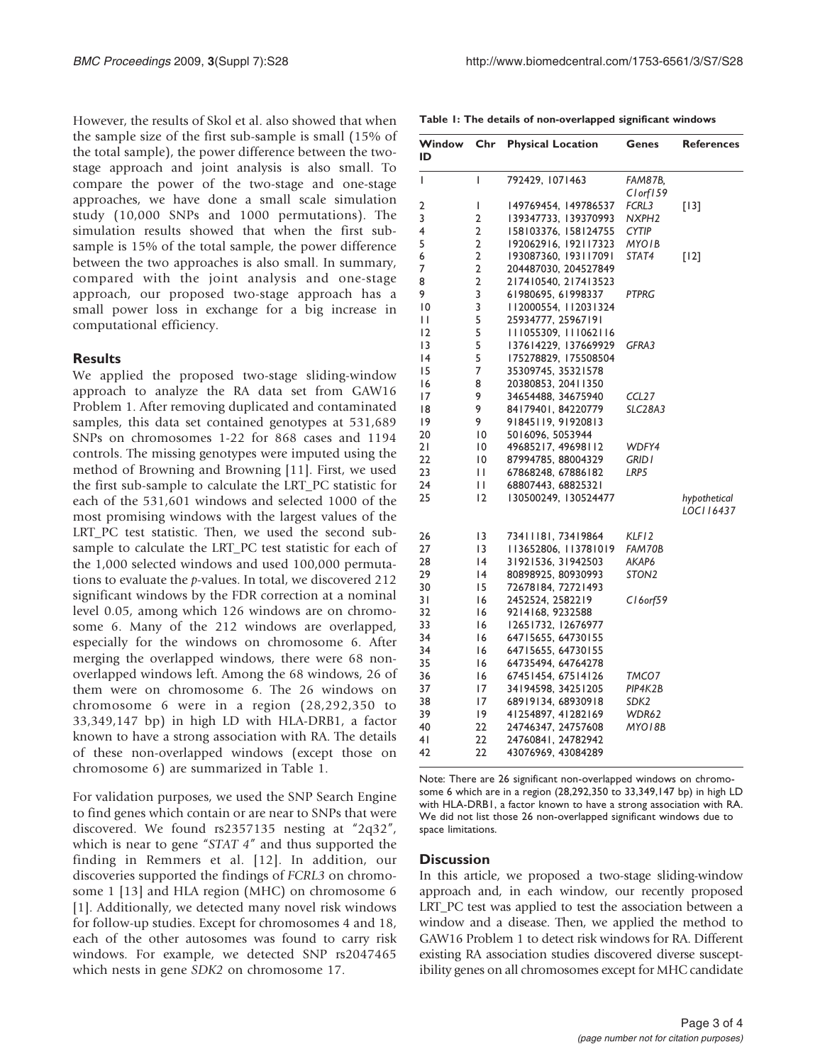However, the results of Skol et al. also showed that when the sample size of the first sub-sample is small (15% of the total sample), the power difference between the two-stage approach and joint analysis is also small. To compare the power of the two-stage and one-stage approaches, we have done a small scale simulation study (10,000 SNPs and 1000 permutations). The simulation results showed that when the first sub-sample is 15% of the total sample, the power difference between the two approaches is also small. In summary, compared with the joint analysis and one-stage approach, our proposed two-stage approach has a small power loss in exchange for a big increase in computational efficiency.

## Results

We applied the proposed two-stage sliding-window approach to analyze the RA data set from GAW16 Problem 1. After removing duplicated and contaminated samples, this data set contained genotypes at 531,689 SNPs on chromosomes 1-22 for 868 cases and 1194 controls. The missing genotypes were imputed using the method of Browning and Browning [11]. First, we used the first sub-sample to calculate the LRT_PC statistic for each of the 531,601 windows and selected 1000 of the most promising windows with the largest values of the LRT_PC test statistic. Then, we used the second sub-sample to calculate the LRT_PC test statistic for each of the 1,000 selected windows and used 100,000 permutations to evaluate the *p*-values. In total, we discovered 212 significant windows by the FDR correction at a nominal level 0.05, among which 126 windows are on chromosome 6. Many of the 212 windows are overlapped, especially for the windows on chromosome 6. After merging the overlapped windows, there were 68 non-overlapped windows left. Among the 68 windows, 26 of them were on chromosome 6. The 26 windows on chromosome 6 were in a region (28,292,350 to 33,349,147 bp) in high LD with HLA-DRB1, a factor known to have a strong association with RA. The details of these non-overlapped windows (except those on chromosome 6) are summarized in Table 1.

For validation purposes, we used the SNP Search Engine to find genes which contain or are near to SNPs that were discovered. We found rs2357135 nesting at "2q32", which is near to gene "*STAT 4*" and thus supported the finding in Remmers et al. [12]. In addition, our discoveries supported the findings of *FCRL3* on chromosome 1 [13] and HLA region (MHC) on chromosome 6 [1]. Additionally, we detected many novel risk windows for follow-up studies. Except for chromosomes 4 and 18, each of the other autosomes was found to carry risk windows. For example, we detected SNP rs2047465 which nests in gene *SDK2* on chromosome 17.

**Table 1: The details of non-overlapped significant windows**

| Window ID | Chr | Physical Location | Genes | References |
|---|---|---|---|---|
| 1 | 1 | 792429, 1071463 | *FAM87B*, *C1orf159* | |
| 2 | 1 | 149769454, 149786537 | *FCRL3* | [13] |
| 3 | 2 | 139347733, 139370993 | *NXPH2* | |
| 4 | 2 | 158103376, 158124755 | *CYTIP* | |
| 5 | 2 | 192062916, 192117323 | *MYO1B* | |
| 6 | 2 | 193087360, 193117091 | *STAT4* | [12] |
| 7 | 2 | 204487030, 204527849 | | |
| 8 | 2 | 217410540, 217413523 | | |
| 9 | 3 | 61980695, 61998337 | *PTPRG* | |
| 10 | 3 | 112000554, 112031324 | | |
| 11 | 5 | 25934777, 25967191 | | |
| 12 | 5 | 111055309, 111062116 | | |
| 13 | 5 | 137614229, 137669929 | *GFRA3* | |
| 14 | 5 | 175278829, 175508504 | | |
| 15 | 7 | 35309745, 35321578 | | |
| 16 | 8 | 20380853, 20411350 | | |
| 17 | 9 | 34654488, 34675940 | *CCL27* | |
| 18 | 9 | 84179401, 84220779 | *SLC28A3* | |
| 19 | 9 | 91845119, 91920813 | | |
| 20 | 10 | 5016096, 5053944 | | |
| 21 | 10 | 49685217, 49698112 | *WDFY4* | |
| 22 | 10 | 87994785, 88004329 | *GRID1* | |
| 23 | 11 | 67868248, 67886182 | *LRP5* | |
| 24 | 11 | 68807443, 68825321 | | |
| 25 | 12 | 130500249, 130524477 | | *hypothetical LOC116437* |
| 26 | 13 | 73411181, 73419864 | *KLF12* | |
| 27 | 13 | 113652806, 113781019 | *FAM70B* | |
| 28 | 14 | 31921536, 31942503 | *AKAP6* | |
| 29 | 14 | 80898925, 80930993 | *STON2* | |
| 30 | 15 | 72678184, 72721493 | | |
| 31 | 16 | 2452524, 2582219 | *C16orf59* | |
| 32 | 16 | 9214168, 9232588 | | |
| 33 | 16 | 12651732, 12676977 | | |
| 34 | 16 | 64715655, 64730155 | | |
| 34 | 16 | 64715655, 64730155 | | |
| 35 | 16 | 64735494, 64764278 | | |
| 36 | 16 | 67451454, 67514126 | *TMCO7* | |
| 37 | 17 | 34194598, 34251205 | *PIP4K2B* | |
| 38 | 17 | 68919134, 68930918 | *SDK2* | |
| 39 | 19 | 41254897, 41282169 | *WDR62* | |
| 40 | 22 | 24746347, 24757608 | *MYO18B* | |
| 41 | 22 | 24760841, 24782942 | | |
| 42 | 22 | 43076969, 43084289 | | |

Note: There are 26 significant non-overlapped windows on chromosome 6 which are in a region (28,292,350 to 33,349,147 bp) in high LD with HLA-DRB1, a factor known to have a strong association with RA. We did not list those 26 non-overlapped significant windows due to space limitations.

## Discussion

In this article, we proposed a two-stage sliding-window approach and, in each window, our recently proposed LRT_PC test was applied to test the association between a window and a disease. Then, we applied the method to GAW16 Problem 1 to detect risk windows for RA. Different existing RA association studies discovered diverse susceptibility genes on all chromosomes except for MHC candidate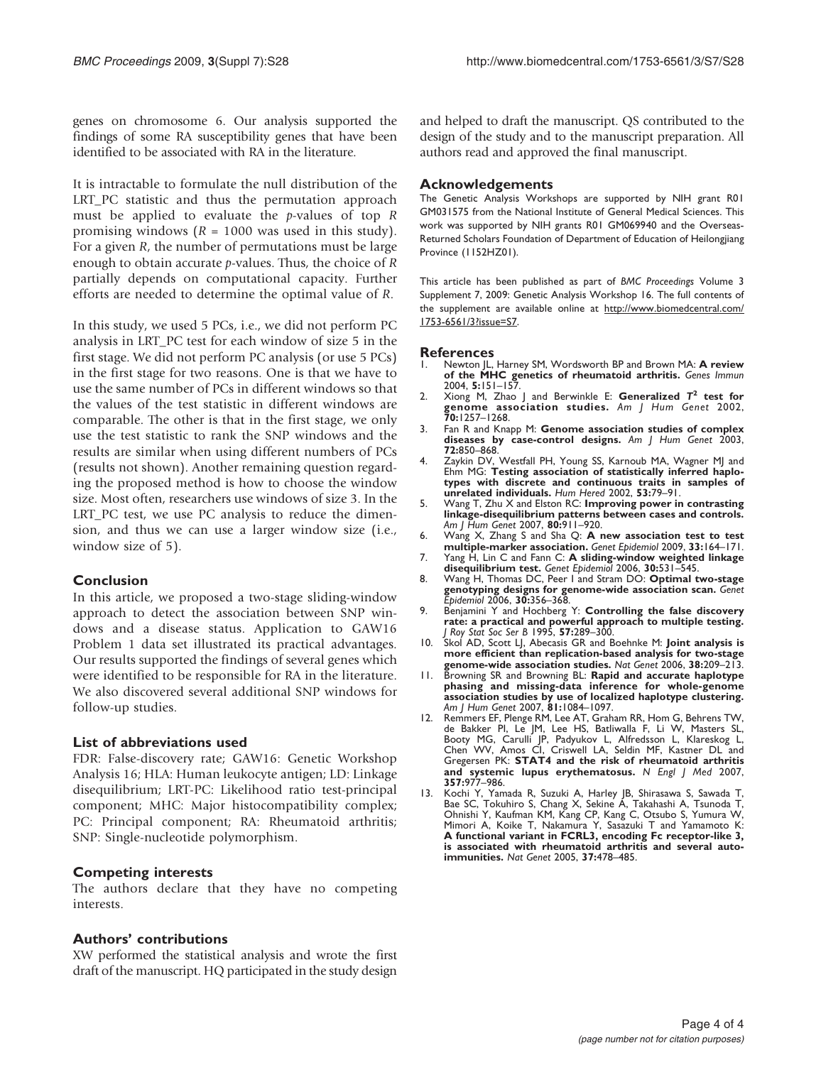genes on chromosome 6. Our analysis supported the findings of some RA susceptibility genes that have been identified to be associated with RA in the literature.

It is intractable to formulate the null distribution of the LRT_PC statistic and thus the permutation approach must be applied to evaluate the *p*-values of top *R* promising windows ($R$ = 1000 was used in this study). For a given *R*, the number of permutations must be large enough to obtain accurate *p*-values. Thus, the choice of *R* partially depends on computational capacity. Further efforts are needed to determine the optimal value of *R*.

In this study, we used 5 PCs, i.e., we did not perform PC analysis in LRT_PC test for each window of size 5 in the first stage. We did not perform PC analysis (or use 5 PCs) in the first stage for two reasons. One is that we have to use the same number of PCs in different windows so that the values of the test statistic in different windows are comparable. The other is that in the first stage, we only use the test statistic to rank the SNP windows and the results are similar when using different numbers of PCs (results not shown). Another remaining question regarding the proposed method is how to choose the window size. Most often, researchers use windows of size 3. In the LRT_PC test, we use PC analysis to reduce the dimension, and thus we can use a larger window size (i.e., window size of 5).

## Conclusion

In this article, we proposed a two-stage sliding-window approach to detect the association between SNP windows and a disease status. Application to GAW16 Problem 1 data set illustrated its practical advantages. Our results supported the findings of several genes which were identified to be responsible for RA in the literature. We also discovered several additional SNP windows for follow-up studies.

## List of abbreviations used

FDR: False-discovery rate; GAW16: Genetic Workshop Analysis 16; HLA: Human leukocyte antigen; LD: Linkage disequilibrium; LRT-PC: Likelihood ratio test-principal component; MHC: Major histocompatibility complex; PC: Principal component; RA: Rheumatoid arthritis; SNP: Single-nucleotide polymorphism.

## Competing interests

The authors declare that they have no competing interests.

## Authors' contributions

XW performed the statistical analysis and wrote the first draft of the manuscript. HQ participated in the study design and helped to draft the manuscript. QS contributed to the design of the study and to the manuscript preparation. All authors read and approved the final manuscript.

## Acknowledgements

The Genetic Analysis Workshops are supported by NIH grant R01 GM031575 from the National Institute of General Medical Sciences. This work was supported by NIH grants R01 GM069940 and the Overseas-Returned Scholars Foundation of Department of Education of Heilongjiang Province (1152HZ01).

This article has been published as part of *BMC Proceedings* Volume 3 Supplement 7, 2009: Genetic Analysis Workshop 16. The full contents of the supplement are available online at http://www.biomedcentral.com/1753-6561/3?issue=S7.

## References

1. Newton JL, Harney SM, Wordsworth BP and Brown MA: **A review of the MHC genetics of rheumatoid arthritis.** *Genes Immun* 2004, **5:**151–157.
2. Xiong M, Zhao J and Berwinkle E: **Generalized $T^2$ test for genome association studies.** *Am J Hum Genet* 2002, **70:**1257–1268.
3. Fan R and Knapp M: **Genome association studies of complex diseases by case-control designs.** *Am J Hum Genet* 2003, **72:**850–868.
4. Zaykin DV, Westfall PH, Young SS, Karnoub MA, Wagner MJ and Ehm MG: **Testing association of statistically inferred haplotypes with discrete and continuous traits in samples of unrelated individuals.** *Hum Hered* 2002, **53:**79–91.
5. Wang T, Zhu X and Elston RC: **Improving power in contrasting linkage-disequilibrium patterns between cases and controls.** *Am J Hum Genet* 2007, **80:**911–920.
6. Wang X, Zhang S and Sha Q: **A new association test to test multiple-marker association.** *Genet Epidemiol* 2009, **33:**164–171.
7. Yang H, Lin C and Fann C: **A sliding-window weighted linkage disequilibrium test.** *Genet Epidemiol* 2006, **30:**531–545.
8. Wang H, Thomas DC, Peer I and Stram DO: **Optimal two-stage genotyping designs for genome-wide association scan.** *Genet Epidemiol* 2006, **30:**356–368.
9. Benjamini Y and Hochberg Y: **Controlling the false discovery rate: a practical and powerful approach to multiple testing.** *J Roy Stat Soc Ser B* 1995, **57:**289–300.
10. Skol AD, Scott LJ, Abecasis GR and Boehnke M: **Joint analysis is more efficient than replication-based analysis for two-stage genome-wide association studies.** *Nat Genet* 2006, **38:**209–213.
11. Browning SR and Browning BL: **Rapid and accurate haplotype phasing and missing-data inference for whole-genome association studies by use of localized haplotype clustering.** *Am J Hum Genet* 2007, **81:**1084–1097.
12. Remmers EF, Plenge RM, Lee AT, Graham RR, Hom G, Behrens TW, de Bakker PI, Le JM, Lee HS, Batliwalla F, Li W, Masters SL, Booty MG, Carulli JP, Padyukov L, Alfredsson L, Klareskog L, Chen WV, Amos CI, Criswell LA, Seldin MF, Kastner DL and Gregersen PK: **STAT4 and the risk of rheumatoid arthritis and systemic lupus erythematosus.** *N Engl J Med* 2007, **357:**977–986.
13. Kochi Y, Yamada R, Suzuki A, Harley JB, Shirasawa S, Sawada T, Bae SC, Tokuhiro S, Chang X, Sekine A, Takahashi A, Tsunoda T, Ohnishi Y, Kaufman KM, Kang CP, Kang C, Otsubo S, Yumura W, Mimori A, Koike T, Nakamura Y, Sasazuki T and Yamamoto K: **A functional variant in FCRL3, encoding Fc receptor-like 3, is associated with rheumatoid arthritis and several autoimmunities.** *Nat Genet* 2005, **37:**478–485.